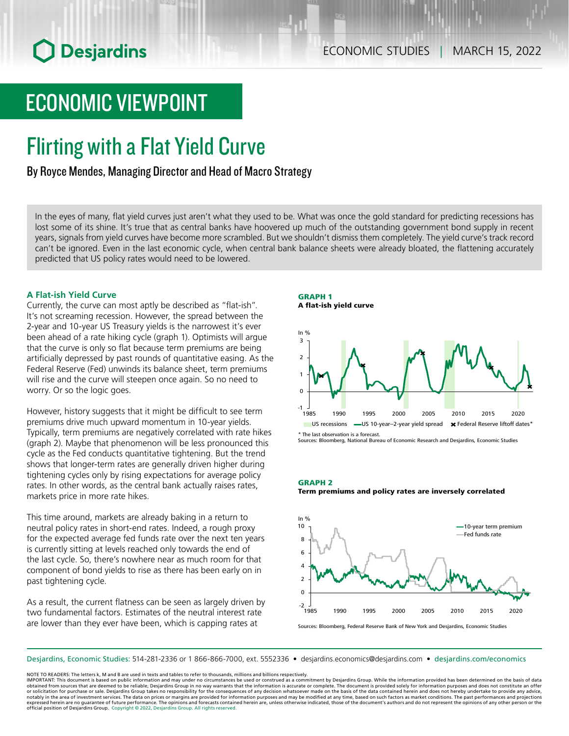ECONOMIC STUDIES | MARCH 15, 2022

# ECONOMIC VIEWPOINT

# Flirting with a Flat Yield Curve

By Royce Mendes, Managing Director and Head of Macro Strategy

In the eyes of many, flat yield curves just aren't what they used to be. What was once the gold standard for predicting recessions has lost some of its shine. It's true that as central banks have hoovered up much of the outstanding government bond supply in recent years, signals from yield curves have become more scrambled. But we shouldn't dismiss them completely. The yield curve's track record can't be ignored. Even in the last economic cycle, when central bank balance sheets were already bloated, the flattening accurately predicted that US policy rates would need to be lowered.

### A Flat-ish Yield Curve

Currently, the curve can most aptly be described as "flat-ish". It's not screaming recession. However, the spread between the 2-year and 10-year US Treasury yields is the narrowest it's ever been ahead of a rate hiking cycle (graph 1). Optimists will argue that the curve is only so flat because term premiums are being artificially depressed by past rounds of quantitative easing. As the Federal Reserve (Fed) unwinds its balance sheet, term premiums will rise and the curve will steepen once again. So no need to worry. Or so the logic goes.

However, history suggests that it might be difficult to see term premiums drive much upward momentum in 10-year yields. Typically, term premiums are negatively correlated with rate hikes (graph 2). Maybe that phenomenon will be less pronounced this cycle as the Fed conducts quantitative tightening. But the trend shows that longer-term rates are generally driven higher during tightening cycles only by rising expectations for average policy rates. In other words, as the central bank actually raises rates, markets price in more rate hikes.

This time around, markets are already baking in a return to neutral policy rates in short-end rates. Indeed, a rough proxy for the expected average fed funds rate over the next ten years is currently sitting at levels reached only towards the end of the last cycle. So, there's nowhere near as much room for that component of bond yields to rise as there has been early on in past tightening cycle.

As a result, the current flatness can be seen as largely driven by two fundamental factors. Estimates of the neutral interest rate are lower than they ever have been, which is capping rates at

**GRAPH 1**
**A flat-ish yield curve**

In %; US recessions; US 10-year–2-year yield spread; Federal Reserve liftoff dates*

\* The last observation is a forecast.
Sources: Bloomberg, National Bureau of Economic Research and Desjardins, Economic Studies

**GRAPH 2**
**Term premiums and policy rates are inversely correlated**

In %; 10-year term premium; Fed funds rate

Sources: Bloomberg, Federal Reserve Bank of New York and Desjardins, Economic Studies

Desjardins, Economic Studies: 514-281-2336 or 1 866-866-7000, ext. 5552336 • desjardins.economics@desjardins.com • desjardins.com/economics

NOTE TO READERS: The letters k, M and B are used in texts and tables to refer to thousands, millions and billions respectively.
IMPORTANT: This document is based on public information and may under no circumstances be used or construed as a commitment by Desjardins Group. While the information provided has been determined on the basis of data obtained from sources that are deemed to be reliable, Desjardins Group in no way warrants that the information is accurate or complete. The document is provided solely for information purposes and does not constitute an offer or solicitation for purchase or sale. Desjardins Group takes no responsibility for the consequences of any decision whatsoever made on the basis of the data contained herein and does not hereby undertake to provide any advice, notably in the area of investment services. The data on prices or margins are provided for information purposes and may be modified at any time, based on such factors as market conditions. The past performances and projections expressed herein are no guarantee of future performance. The opinions and forecasts contained herein are, unless otherwise indicated, those of the document's authors and do not represent the opinions of any other person or the official position of Desjardins Group. Copyright © 2022, Desjardins Group. All rights reserved.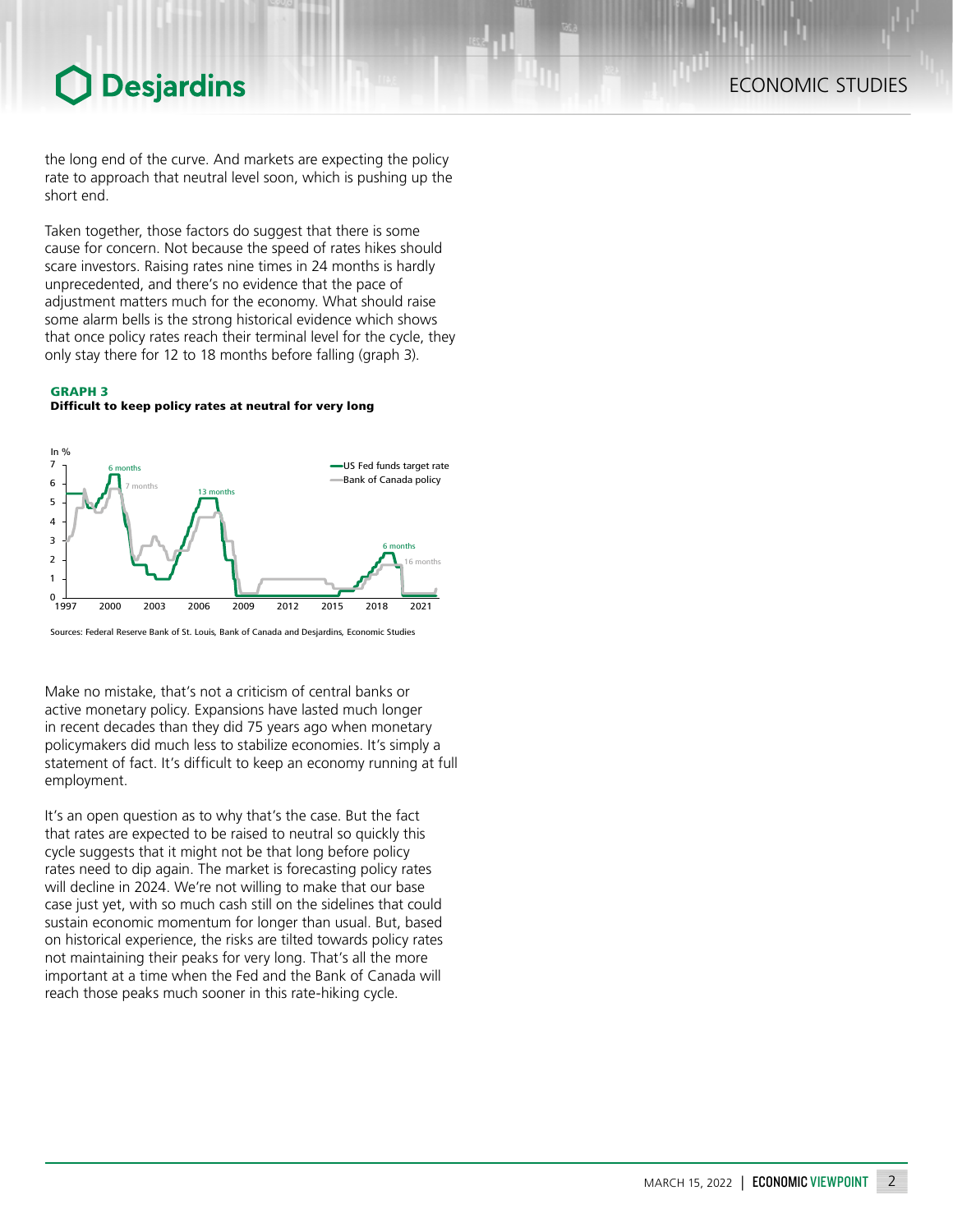the long end of the curve. And markets are expecting the policy rate to approach that neutral level soon, which is pushing up the short end.

Taken together, those factors do suggest that there is some cause for concern. Not because the speed of rates hikes should scare investors. Raising rates nine times in 24 months is hardly unprecedented, and there's no evidence that the pace of adjustment matters much for the economy. What should raise some alarm bells is the strong historical evidence which shows that once policy rates reach their terminal level for the cycle, they only stay there for 12 to 18 months before falling (graph 3).

**GRAPH 3**
**Difficult to keep policy rates at neutral for very long**

In %

US Fed funds target rate
Bank of Canada policy

6 months
7 months
13 months
6 months
16 months

0
1
2
3
4
5
6
7

1997
2000
2003
2006
2009
2012
2015
2018
2021

Sources: Federal Reserve Bank of St. Louis, Bank of Canada and Desjardins, Economic Studies

Make no mistake, that's not a criticism of central banks or active monetary policy. Expansions have lasted much longer in recent decades than they did 75 years ago when monetary policymakers did much less to stabilize economies. It's simply a statement of fact. It's difficult to keep an economy running at full employment.

It's an open question as to why that's the case. But the fact that rates are expected to be raised to neutral so quickly this cycle suggests that it might not be that long before policy rates need to dip again. The market is forecasting policy rates will decline in 2024. We're not willing to make that our base case just yet, with so much cash still on the sidelines that could sustain economic momentum for longer than usual. But, based on historical experience, the risks are tilted towards policy rates not maintaining their peaks for very long. That's all the more important at a time when the Fed and the Bank of Canada will reach those peaks much sooner in this rate-hiking cycle.